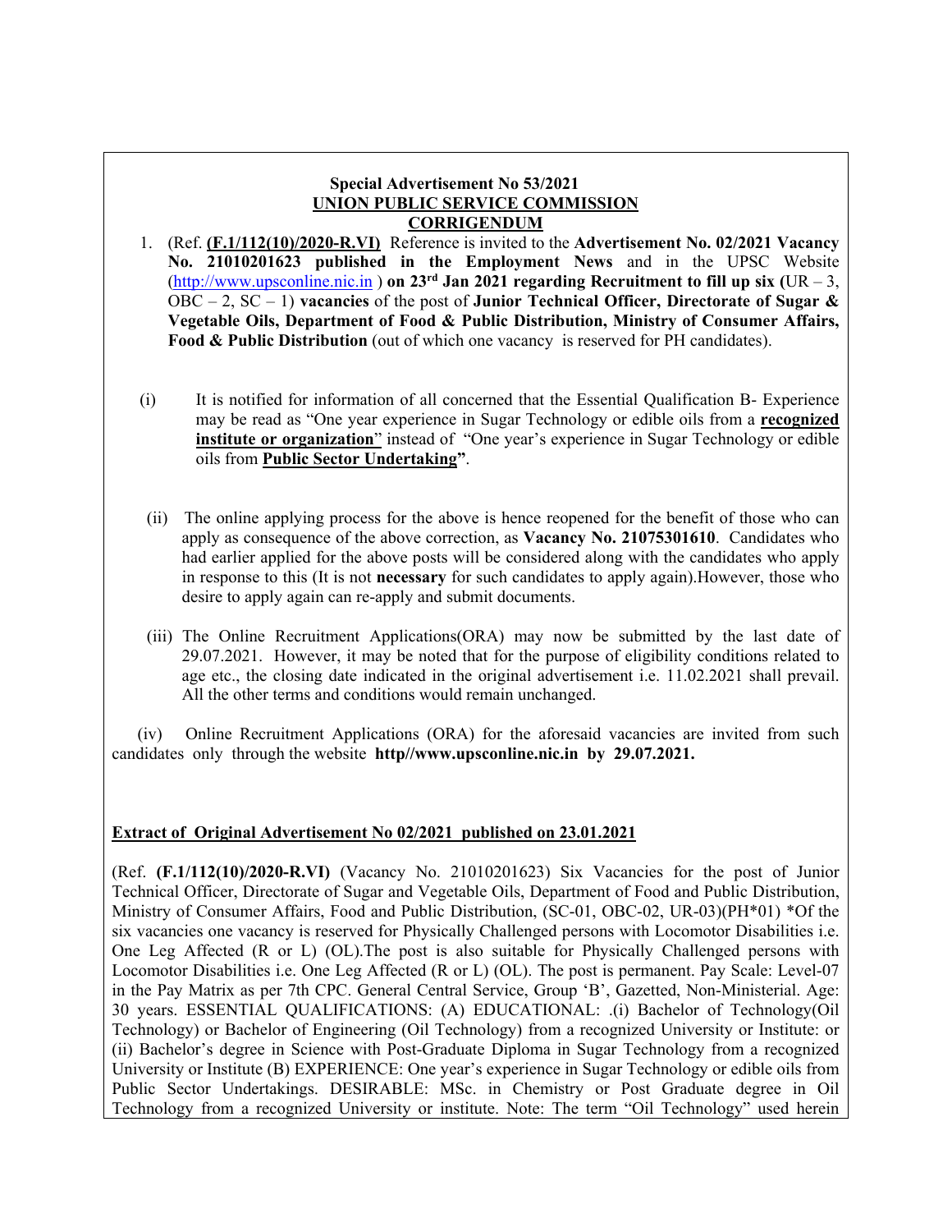**Special Advertisement No 53/2021**
**UNION PUBLIC SERVICE COMMISSION**
**CORRIGENDUM**

1. (Ref. **(F.1/112(10)/2020-R.VI)** Reference is invited to the **Advertisement No. 02/2021 Vacancy No. 21010201623 published in the Employment News** and in the UPSC Website (http://www.upsconline.nic.in ) **on 23rd Jan 2021 regarding Recruitment to fill up six (**UR – 3, OBC – 2, SC – 1) **vacancies** of the post of **Junior Technical Officer, Directorate of Sugar & Vegetable Oils, Department of Food & Public Distribution, Ministry of Consumer Affairs, Food & Public Distribution** (out of which one vacancy is reserved for PH candidates).

(i) It is notified for information of all concerned that the Essential Qualification B- Experience may be read as "One year experience in Sugar Technology or edible oils from a **recognized institute or organization**" instead of "One year's experience in Sugar Technology or edible oils from **Public Sector Undertaking"**.

(ii) The online applying process for the above is hence reopened for the benefit of those who can apply as consequence of the above correction, as **Vacancy No. 21075301610**. Candidates who had earlier applied for the above posts will be considered along with the candidates who apply in response to this (It is not **necessary** for such candidates to apply again).However, those who desire to apply again can re-apply and submit documents.

(iii) The Online Recruitment Applications(ORA) may now be submitted by the last date of 29.07.2021. However, it may be noted that for the purpose of eligibility conditions related to age etc., the closing date indicated in the original advertisement i.e. 11.02.2021 shall prevail. All the other terms and conditions would remain unchanged.

(iv) Online Recruitment Applications (ORA) for the aforesaid vacancies are invited from such candidates only through the website **http//www.upsconline.nic.in by 29.07.2021.**

**Extract of Original Advertisement No 02/2021 published on 23.01.2021**

(Ref. **(F.1/112(10)/2020-R.VI)** (Vacancy No. 21010201623) Six Vacancies for the post of Junior Technical Officer, Directorate of Sugar and Vegetable Oils, Department of Food and Public Distribution, Ministry of Consumer Affairs, Food and Public Distribution, (SC-01, OBC-02, UR-03)(PH*01) *Of the six vacancies one vacancy is reserved for Physically Challenged persons with Locomotor Disabilities i.e. One Leg Affected (R or L) (OL).The post is also suitable for Physically Challenged persons with Locomotor Disabilities i.e. One Leg Affected (R or L) (OL). The post is permanent. Pay Scale: Level-07 in the Pay Matrix as per 7th CPC. General Central Service, Group 'B', Gazetted, Non-Ministerial. Age: 30 years. ESSENTIAL QUALIFICATIONS: (A) EDUCATIONAL: .(i) Bachelor of Technology(Oil Technology) or Bachelor of Engineering (Oil Technology) from a recognized University or Institute: or (ii) Bachelor's degree in Science with Post-Graduate Diploma in Sugar Technology from a recognized University or Institute (B) EXPERIENCE: One year's experience in Sugar Technology or edible oils from Public Sector Undertakings. DESIRABLE: MSc. in Chemistry or Post Graduate degree in Oil Technology from a recognized University or institute. Note: The term "Oil Technology" used herein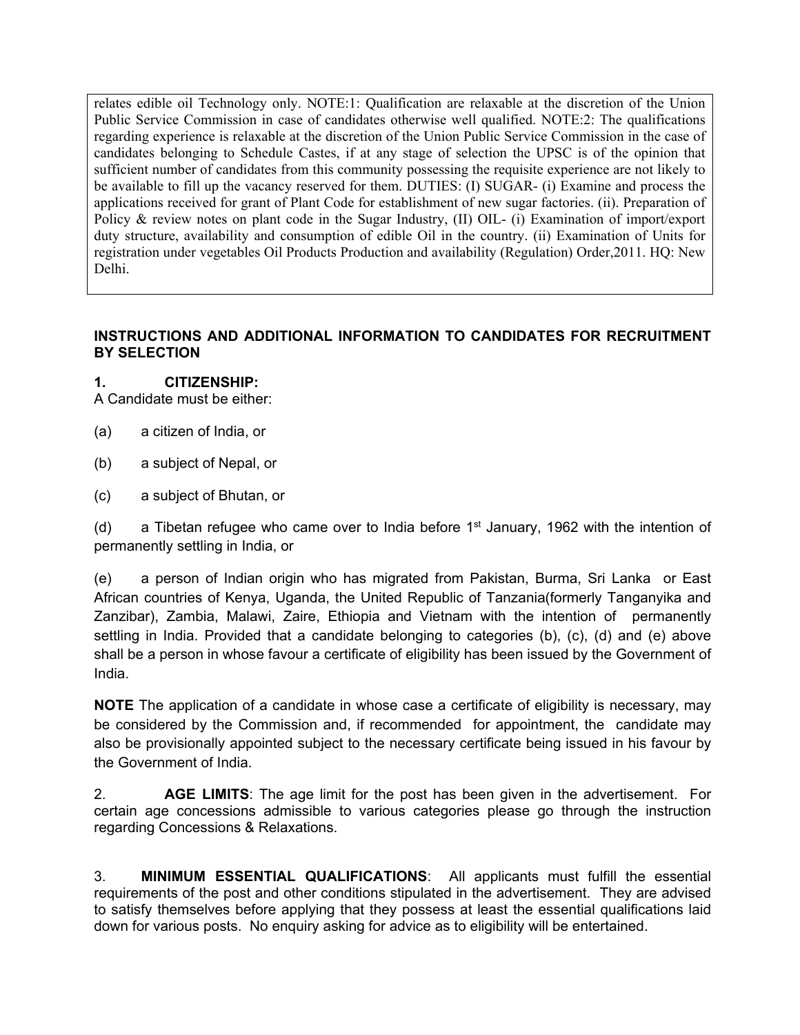relates edible oil Technology only. NOTE:1: Qualification are relaxable at the discretion of the Union Public Service Commission in case of candidates otherwise well qualified. NOTE:2: The qualifications regarding experience is relaxable at the discretion of the Union Public Service Commission in the case of candidates belonging to Schedule Castes, if at any stage of selection the UPSC is of the opinion that sufficient number of candidates from this community possessing the requisite experience are not likely to be available to fill up the vacancy reserved for them. DUTIES: (I) SUGAR- (i) Examine and process the applications received for grant of Plant Code for establishment of new sugar factories. (ii). Preparation of Policy & review notes on plant code in the Sugar Industry, (II) OIL- (i) Examination of import/export duty structure, availability and consumption of edible Oil in the country. (ii) Examination of Units for registration under vegetables Oil Products Production and availability (Regulation) Order,2011. HQ: New Delhi.

**INSTRUCTIONS AND ADDITIONAL INFORMATION TO CANDIDATES FOR RECRUITMENT BY SELECTION**

**1. CITIZENSHIP:**

A Candidate must be either:

(a) a citizen of India, or

(b) a subject of Nepal, or

(c) a subject of Bhutan, or

(d) a Tibetan refugee who came over to India before 1st January, 1962 with the intention of permanently settling in India, or

(e) a person of Indian origin who has migrated from Pakistan, Burma, Sri Lanka or East African countries of Kenya, Uganda, the United Republic of Tanzania(formerly Tanganyika and Zanzibar), Zambia, Malawi, Zaire, Ethiopia and Vietnam with the intention of permanently settling in India. Provided that a candidate belonging to categories (b), (c), (d) and (e) above shall be a person in whose favour a certificate of eligibility has been issued by the Government of India.

**NOTE** The application of a candidate in whose case a certificate of eligibility is necessary, may be considered by the Commission and, if recommended for appointment, the candidate may also be provisionally appointed subject to the necessary certificate being issued in his favour by the Government of India.

2. **AGE LIMITS**: The age limit for the post has been given in the advertisement. For certain age concessions admissible to various categories please go through the instruction regarding Concessions & Relaxations.

3. **MINIMUM ESSENTIAL QUALIFICATIONS**: All applicants must fulfill the essential requirements of the post and other conditions stipulated in the advertisement. They are advised to satisfy themselves before applying that they possess at least the essential qualifications laid down for various posts. No enquiry asking for advice as to eligibility will be entertained.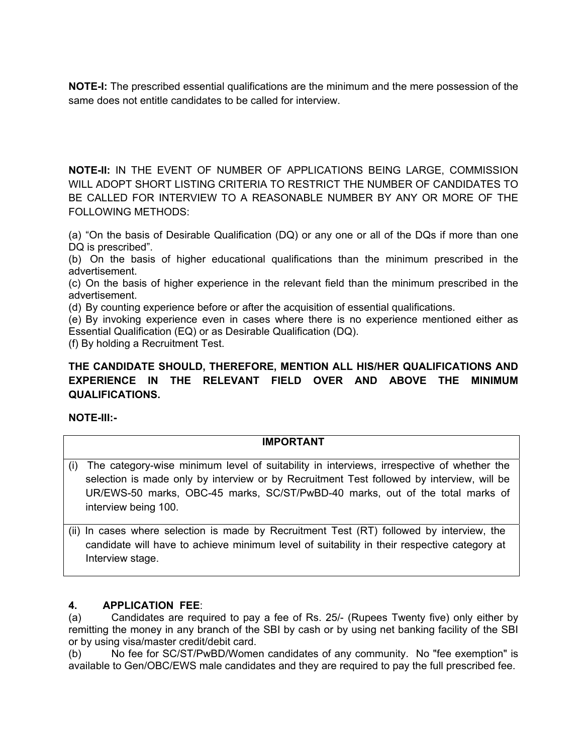**NOTE-I:** The prescribed essential qualifications are the minimum and the mere possession of the same does not entitle candidates to be called for interview.

**NOTE-II:** IN THE EVENT OF NUMBER OF APPLICATIONS BEING LARGE, COMMISSION WILL ADOPT SHORT LISTING CRITERIA TO RESTRICT THE NUMBER OF CANDIDATES TO BE CALLED FOR INTERVIEW TO A REASONABLE NUMBER BY ANY OR MORE OF THE FOLLOWING METHODS:

(a) "On the basis of Desirable Qualification (DQ) or any one or all of the DQs if more than one DQ is prescribed".
(b) On the basis of higher educational qualifications than the minimum prescribed in the advertisement.
(c) On the basis of higher experience in the relevant field than the minimum prescribed in the advertisement.
(d) By counting experience before or after the acquisition of essential qualifications.
(e) By invoking experience even in cases where there is no experience mentioned either as Essential Qualification (EQ) or as Desirable Qualification (DQ).
(f) By holding a Recruitment Test.

**THE CANDIDATE SHOULD, THEREFORE, MENTION ALL HIS/HER QUALIFICATIONS AND EXPERIENCE IN THE RELEVANT FIELD OVER AND ABOVE THE MINIMUM QUALIFICATIONS.**

**NOTE-III:-**

| **IMPORTANT** |
|---|
| (i) The category-wise minimum level of suitability in interviews, irrespective of whether the selection is made only by interview or by Recruitment Test followed by interview, will be UR/EWS-50 marks, OBC-45 marks, SC/ST/PwBD-40 marks, out of the total marks of interview being 100. |
| (ii) In cases where selection is made by Recruitment Test (RT) followed by interview, the candidate will have to achieve minimum level of suitability in their respective category at Interview stage. |

**4. APPLICATION FEE**:
(a) Candidates are required to pay a fee of Rs. 25/- (Rupees Twenty five) only either by remitting the money in any branch of the SBI by cash or by using net banking facility of the SBI or by using visa/master credit/debit card.
(b) No fee for SC/ST/PwBD/Women candidates of any community. No "fee exemption" is available to Gen/OBC/EWS male candidates and they are required to pay the full prescribed fee.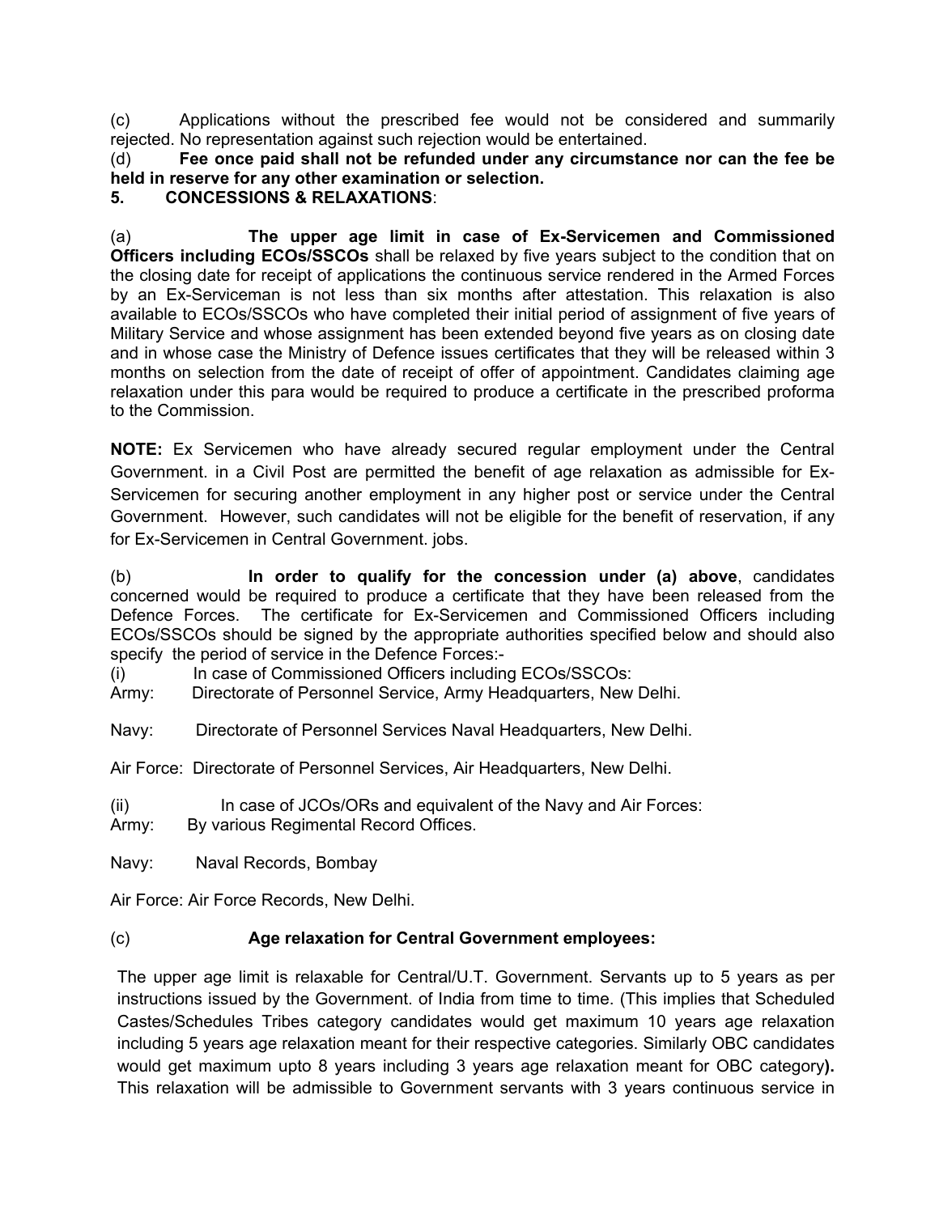(c) Applications without the prescribed fee would not be considered and summarily rejected. No representation against such rejection would be entertained.

(d) **Fee once paid shall not be refunded under any circumstance nor can the fee be held in reserve for any other examination or selection.**

**5. CONCESSIONS & RELAXATIONS**:

(a) **The upper age limit in case of Ex-Servicemen and Commissioned Officers including ECOs/SSCOs** shall be relaxed by five years subject to the condition that on the closing date for receipt of applications the continuous service rendered in the Armed Forces by an Ex-Serviceman is not less than six months after attestation. This relaxation is also available to ECOs/SSCOs who have completed their initial period of assignment of five years of Military Service and whose assignment has been extended beyond five years as on closing date and in whose case the Ministry of Defence issues certificates that they will be released within 3 months on selection from the date of receipt of offer of appointment. Candidates claiming age relaxation under this para would be required to produce a certificate in the prescribed proforma to the Commission.

**NOTE:** Ex Servicemen who have already secured regular employment under the Central Government. in a Civil Post are permitted the benefit of age relaxation as admissible for Ex-Servicemen for securing another employment in any higher post or service under the Central Government. However, such candidates will not be eligible for the benefit of reservation, if any for Ex-Servicemen in Central Government. jobs.

(b) **In order to qualify for the concession under (a) above**, candidates concerned would be required to produce a certificate that they have been released from the Defence Forces. The certificate for Ex-Servicemen and Commissioned Officers including ECOs/SSCOs should be signed by the appropriate authorities specified below and should also specify the period of service in the Defence Forces:-

(i) In case of Commissioned Officers including ECOs/SSCOs:

Army: Directorate of Personnel Service, Army Headquarters, New Delhi.

Navy: Directorate of Personnel Services Naval Headquarters, New Delhi.

Air Force: Directorate of Personnel Services, Air Headquarters, New Delhi.

(ii) In case of JCOs/ORs and equivalent of the Navy and Air Forces:

Army: By various Regimental Record Offices.

Navy: Naval Records, Bombay

Air Force: Air Force Records, New Delhi.

(c) **Age relaxation for Central Government employees:**

The upper age limit is relaxable for Central/U.T. Government. Servants up to 5 years as per instructions issued by the Government. of India from time to time. (This implies that Scheduled Castes/Schedules Tribes category candidates would get maximum 10 years age relaxation including 5 years age relaxation meant for their respective categories. Similarly OBC candidates would get maximum upto 8 years including 3 years age relaxation meant for OBC category**).** This relaxation will be admissible to Government servants with 3 years continuous service in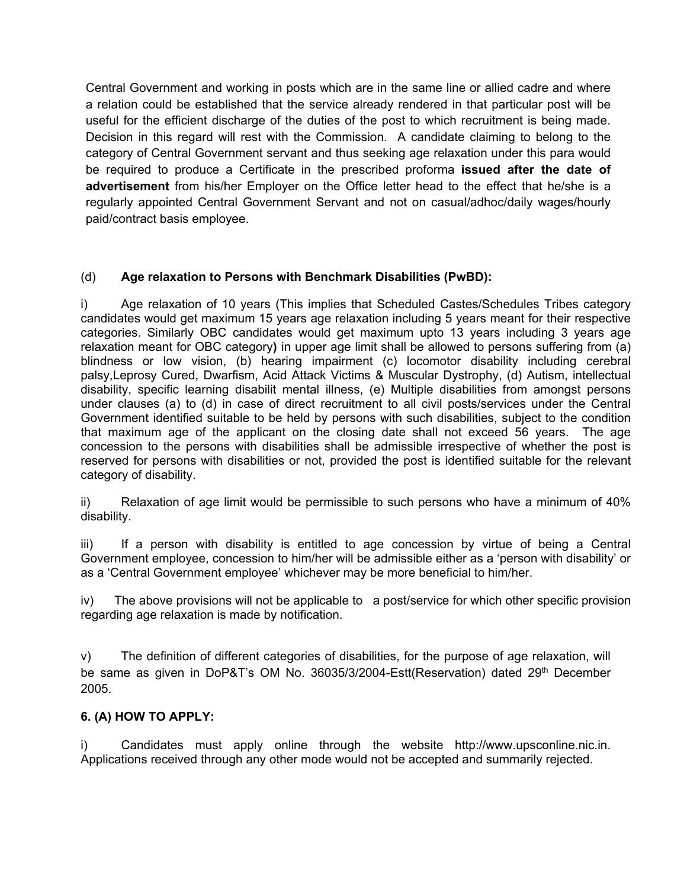Central Government and working in posts which are in the same line or allied cadre and where a relation could be established that the service already rendered in that particular post will be useful for the efficient discharge of the duties of the post to which recruitment is being made. Decision in this regard will rest with the Commission. A candidate claiming to belong to the category of Central Government servant and thus seeking age relaxation under this para would be required to produce a Certificate in the prescribed proforma **issued after the date of advertisement** from his/her Employer on the Office letter head to the effect that he/she is a regularly appointed Central Government Servant and not on casual/adhoc/daily wages/hourly paid/contract basis employee.

(d) **Age relaxation to Persons with Benchmark Disabilities (PwBD):**

i) Age relaxation of 10 years (This implies that Scheduled Castes/Schedules Tribes category candidates would get maximum 15 years age relaxation including 5 years meant for their respective categories. Similarly OBC candidates would get maximum upto 13 years including 3 years age relaxation meant for OBC category**)** in upper age limit shall be allowed to persons suffering from (a) blindness or low vision, (b) hearing impairment (c) locomotor disability including cerebral palsy,Leprosy Cured, Dwarfism, Acid Attack Victims & Muscular Dystrophy, (d) Autism, intellectual disability, specific learning disabilit mental illness, (e) Multiple disabilities from amongst persons under clauses (a) to (d) in case of direct recruitment to all civil posts/services under the Central Government identified suitable to be held by persons with such disabilities, subject to the condition that maximum age of the applicant on the closing date shall not exceed 56 years. The age concession to the persons with disabilities shall be admissible irrespective of whether the post is reserved for persons with disabilities or not, provided the post is identified suitable for the relevant category of disability.

ii) Relaxation of age limit would be permissible to such persons who have a minimum of 40% disability.

iii) If a person with disability is entitled to age concession by virtue of being a Central Government employee, concession to him/her will be admissible either as a 'person with disability' or as a 'Central Government employee' whichever may be more beneficial to him/her.

iv) The above provisions will not be applicable to a post/service for which other specific provision regarding age relaxation is made by notification.

v) The definition of different categories of disabilities, for the purpose of age relaxation, will be same as given in DoP&T's OM No. 36035/3/2004-Estt(Reservation) dated 29th December 2005.

### 6. (A) HOW TO APPLY:

i) Candidates must apply online through the website http://www.upsconline.nic.in. Applications received through any other mode would not be accepted and summarily rejected.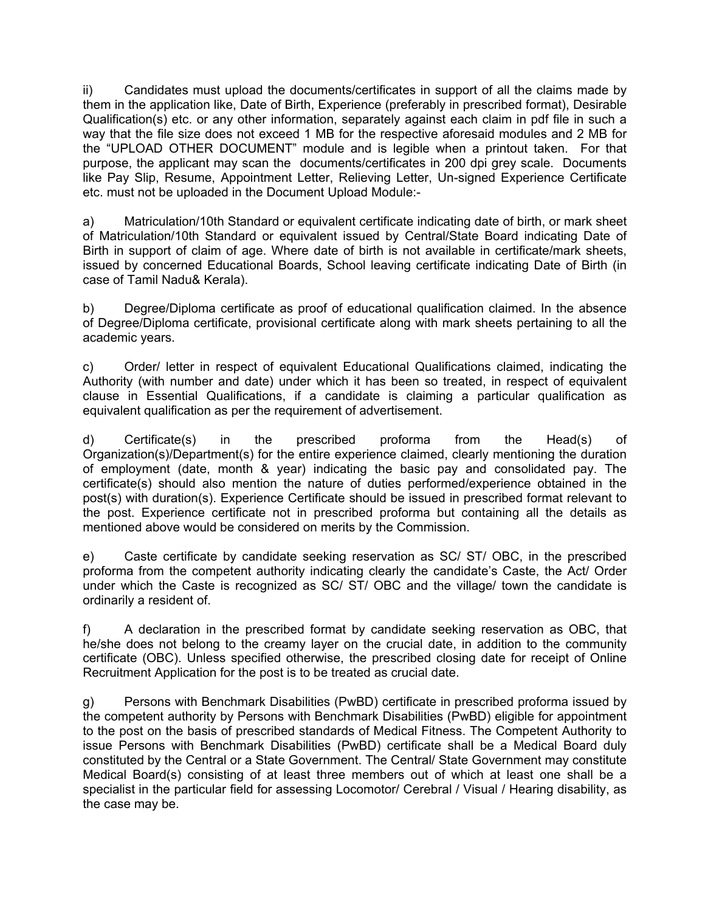ii) Candidates must upload the documents/certificates in support of all the claims made by them in the application like, Date of Birth, Experience (preferably in prescribed format), Desirable Qualification(s) etc. or any other information, separately against each claim in pdf file in such a way that the file size does not exceed 1 MB for the respective aforesaid modules and 2 MB for the "UPLOAD OTHER DOCUMENT" module and is legible when a printout taken. For that purpose, the applicant may scan the documents/certificates in 200 dpi grey scale. Documents like Pay Slip, Resume, Appointment Letter, Relieving Letter, Un-signed Experience Certificate etc. must not be uploaded in the Document Upload Module:-

a) Matriculation/10th Standard or equivalent certificate indicating date of birth, or mark sheet of Matriculation/10th Standard or equivalent issued by Central/State Board indicating Date of Birth in support of claim of age. Where date of birth is not available in certificate/mark sheets, issued by concerned Educational Boards, School leaving certificate indicating Date of Birth (in case of Tamil Nadu& Kerala).

b) Degree/Diploma certificate as proof of educational qualification claimed. In the absence of Degree/Diploma certificate, provisional certificate along with mark sheets pertaining to all the academic years.

c) Order/ letter in respect of equivalent Educational Qualifications claimed, indicating the Authority (with number and date) under which it has been so treated, in respect of equivalent clause in Essential Qualifications, if a candidate is claiming a particular qualification as equivalent qualification as per the requirement of advertisement.

d) Certificate(s) in the prescribed proforma from the Head(s) of Organization(s)/Department(s) for the entire experience claimed, clearly mentioning the duration of employment (date, month & year) indicating the basic pay and consolidated pay. The certificate(s) should also mention the nature of duties performed/experience obtained in the post(s) with duration(s). Experience Certificate should be issued in prescribed format relevant to the post. Experience certificate not in prescribed proforma but containing all the details as mentioned above would be considered on merits by the Commission.

e) Caste certificate by candidate seeking reservation as SC/ ST/ OBC, in the prescribed proforma from the competent authority indicating clearly the candidate's Caste, the Act/ Order under which the Caste is recognized as SC/ ST/ OBC and the village/ town the candidate is ordinarily a resident of.

f) A declaration in the prescribed format by candidate seeking reservation as OBC, that he/she does not belong to the creamy layer on the crucial date, in addition to the community certificate (OBC). Unless specified otherwise, the prescribed closing date for receipt of Online Recruitment Application for the post is to be treated as crucial date.

g) Persons with Benchmark Disabilities (PwBD) certificate in prescribed proforma issued by the competent authority by Persons with Benchmark Disabilities (PwBD) eligible for appointment to the post on the basis of prescribed standards of Medical Fitness. The Competent Authority to issue Persons with Benchmark Disabilities (PwBD) certificate shall be a Medical Board duly constituted by the Central or a State Government. The Central/ State Government may constitute Medical Board(s) consisting of at least three members out of which at least one shall be a specialist in the particular field for assessing Locomotor/ Cerebral / Visual / Hearing disability, as the case may be.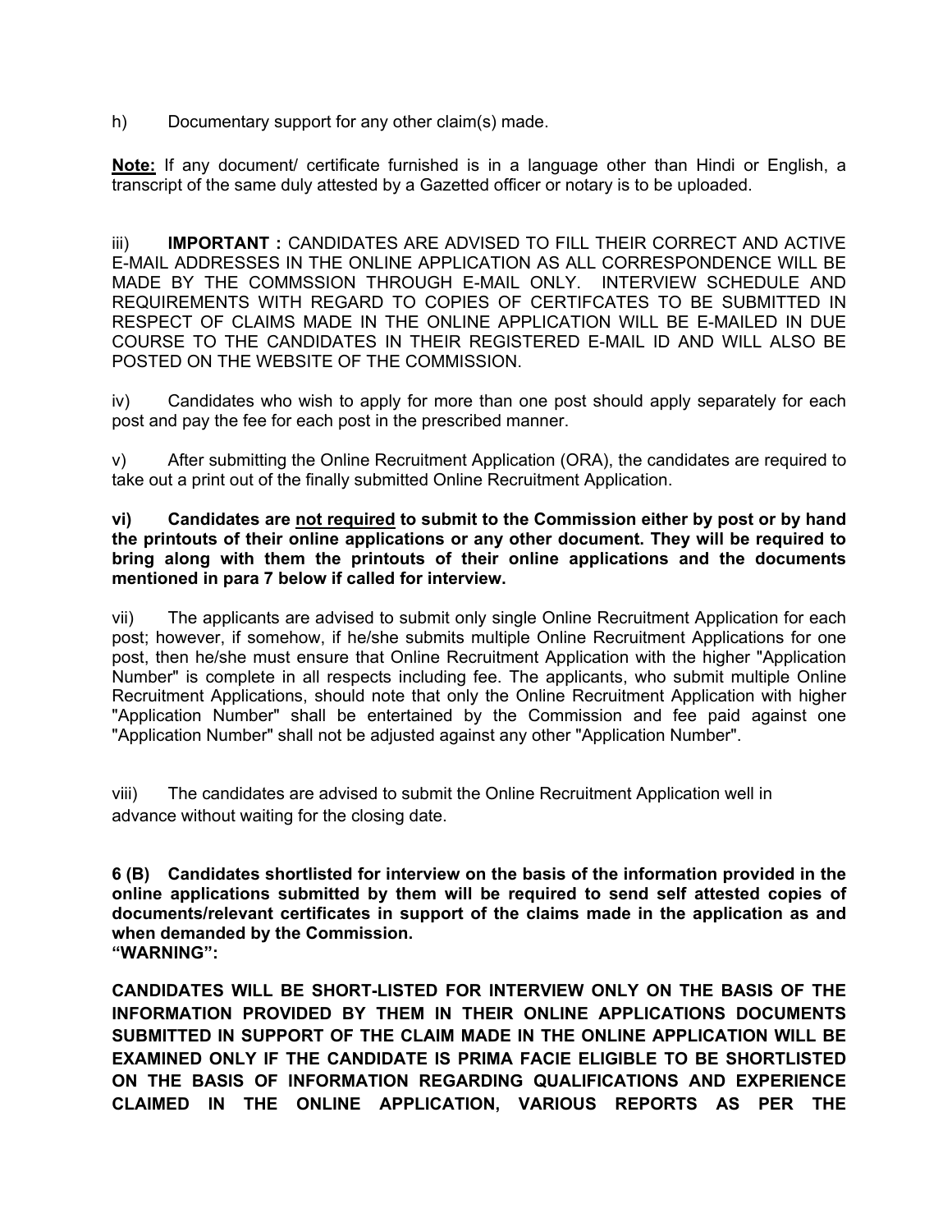h) Documentary support for any other claim(s) made.

**Note:** If any document/ certificate furnished is in a language other than Hindi or English, a transcript of the same duly attested by a Gazetted officer or notary is to be uploaded.

iii) **IMPORTANT :** CANDIDATES ARE ADVISED TO FILL THEIR CORRECT AND ACTIVE E-MAIL ADDRESSES IN THE ONLINE APPLICATION AS ALL CORRESPONDENCE WILL BE MADE BY THE COMMSSION THROUGH E-MAIL ONLY. INTERVIEW SCHEDULE AND REQUIREMENTS WITH REGARD TO COPIES OF CERTIFCATES TO BE SUBMITTED IN RESPECT OF CLAIMS MADE IN THE ONLINE APPLICATION WILL BE E-MAILED IN DUE COURSE TO THE CANDIDATES IN THEIR REGISTERED E-MAIL ID AND WILL ALSO BE POSTED ON THE WEBSITE OF THE COMMISSION.

iv) Candidates who wish to apply for more than one post should apply separately for each post and pay the fee for each post in the prescribed manner.

v) After submitting the Online Recruitment Application (ORA), the candidates are required to take out a print out of the finally submitted Online Recruitment Application.

**vi) Candidates are <u>not required</u> to submit to the Commission either by post or by hand the printouts of their online applications or any other document. They will be required to bring along with them the printouts of their online applications and the documents mentioned in para 7 below if called for interview.**

vii) The applicants are advised to submit only single Online Recruitment Application for each post; however, if somehow, if he/she submits multiple Online Recruitment Applications for one post, then he/she must ensure that Online Recruitment Application with the higher "Application Number" is complete in all respects including fee. The applicants, who submit multiple Online Recruitment Applications, should note that only the Online Recruitment Application with higher "Application Number" shall be entertained by the Commission and fee paid against one "Application Number" shall not be adjusted against any other "Application Number".

viii) The candidates are advised to submit the Online Recruitment Application well in advance without waiting for the closing date.

**6 (B) Candidates shortlisted for interview on the basis of the information provided in the online applications submitted by them will be required to send self attested copies of documents/relevant certificates in support of the claims made in the application as and when demanded by the Commission.**

**"WARNING":**

**CANDIDATES WILL BE SHORT-LISTED FOR INTERVIEW ONLY ON THE BASIS OF THE INFORMATION PROVIDED BY THEM IN THEIR ONLINE APPLICATIONS DOCUMENTS SUBMITTED IN SUPPORT OF THE CLAIM MADE IN THE ONLINE APPLICATION WILL BE EXAMINED ONLY IF THE CANDIDATE IS PRIMA FACIE ELIGIBLE TO BE SHORTLISTED ON THE BASIS OF INFORMATION REGARDING QUALIFICATIONS AND EXPERIENCE CLAIMED IN THE ONLINE APPLICATION, VARIOUS REPORTS AS PER THE**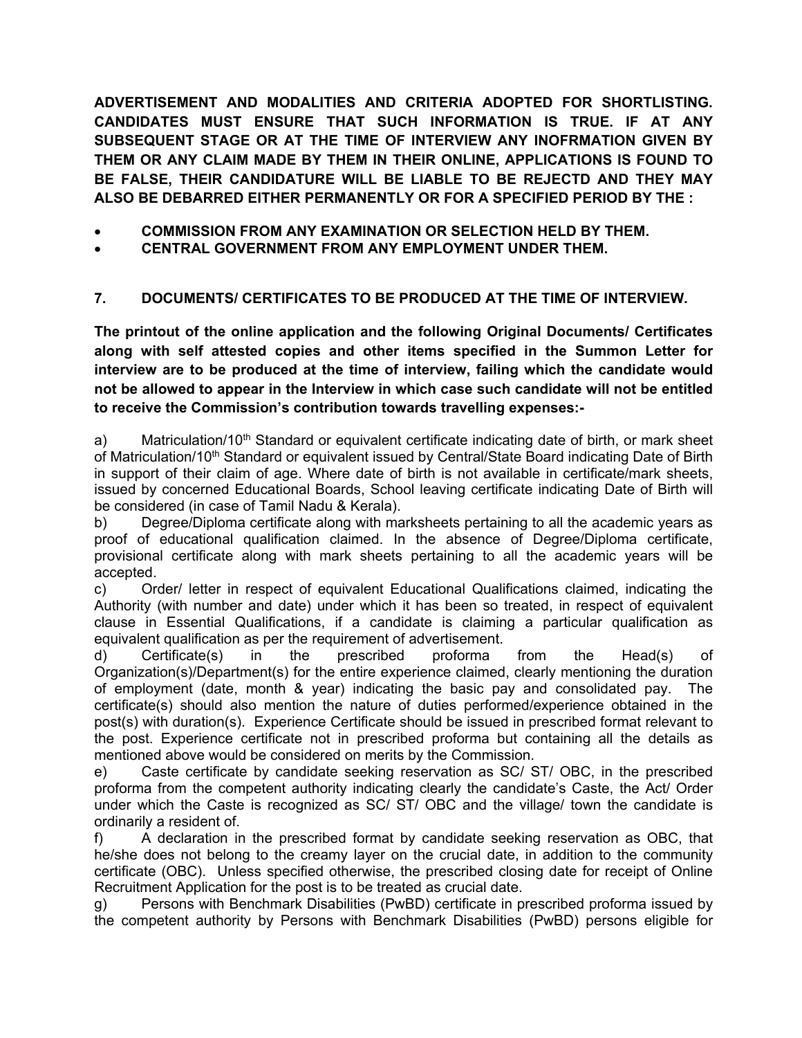**ADVERTISEMENT AND MODALITIES AND CRITERIA ADOPTED FOR SHORTLISTING. CANDIDATES MUST ENSURE THAT SUCH INFORMATION IS TRUE. IF AT ANY SUBSEQUENT STAGE OR AT THE TIME OF INTERVIEW ANY INOFRMATION GIVEN BY THEM OR ANY CLAIM MADE BY THEM IN THEIR ONLINE, APPLICATIONS IS FOUND TO BE FALSE, THEIR CANDIDATURE WILL BE LIABLE TO BE REJECTD AND THEY MAY ALSO BE DEBARRED EITHER PERMANENTLY OR FOR A SPECIFIED PERIOD BY THE :**

- **COMMISSION FROM ANY EXAMINATION OR SELECTION HELD BY THEM.**
- **CENTRAL GOVERNMENT FROM ANY EMPLOYMENT UNDER THEM.**

## 7. DOCUMENTS/ CERTIFICATES TO BE PRODUCED AT THE TIME OF INTERVIEW.

**The printout of the online application and the following Original Documents/ Certificates along with self attested copies and other items specified in the Summon Letter for interview are to be produced at the time of interview, failing which the candidate would not be allowed to appear in the Interview in which case such candidate will not be entitled to receive the Commission's contribution towards travelling expenses:-**

a) Matriculation/10th Standard or equivalent certificate indicating date of birth, or mark sheet of Matriculation/10th Standard or equivalent issued by Central/State Board indicating Date of Birth in support of their claim of age. Where date of birth is not available in certificate/mark sheets, issued by concerned Educational Boards, School leaving certificate indicating Date of Birth will be considered (in case of Tamil Nadu & Kerala).

b) Degree/Diploma certificate along with marksheets pertaining to all the academic years as proof of educational qualification claimed. In the absence of Degree/Diploma certificate, provisional certificate along with mark sheets pertaining to all the academic years will be accepted.

c) Order/ letter in respect of equivalent Educational Qualifications claimed, indicating the Authority (with number and date) under which it has been so treated, in respect of equivalent clause in Essential Qualifications, if a candidate is claiming a particular qualification as equivalent qualification as per the requirement of advertisement.

d) Certificate(s) in the prescribed proforma from the Head(s) of Organization(s)/Department(s) for the entire experience claimed, clearly mentioning the duration of employment (date, month & year) indicating the basic pay and consolidated pay. The certificate(s) should also mention the nature of duties performed/experience obtained in the post(s) with duration(s). Experience Certificate should be issued in prescribed format relevant to the post. Experience certificate not in prescribed proforma but containing all the details as mentioned above would be considered on merits by the Commission.

e) Caste certificate by candidate seeking reservation as SC/ ST/ OBC, in the prescribed proforma from the competent authority indicating clearly the candidate's Caste, the Act/ Order under which the Caste is recognized as SC/ ST/ OBC and the village/ town the candidate is ordinarily a resident of.

f) A declaration in the prescribed format by candidate seeking reservation as OBC, that he/she does not belong to the creamy layer on the crucial date, in addition to the community certificate (OBC). Unless specified otherwise, the prescribed closing date for receipt of Online Recruitment Application for the post is to be treated as crucial date.

g) Persons with Benchmark Disabilities (PwBD) certificate in prescribed proforma issued by the competent authority by Persons with Benchmark Disabilities (PwBD) persons eligible for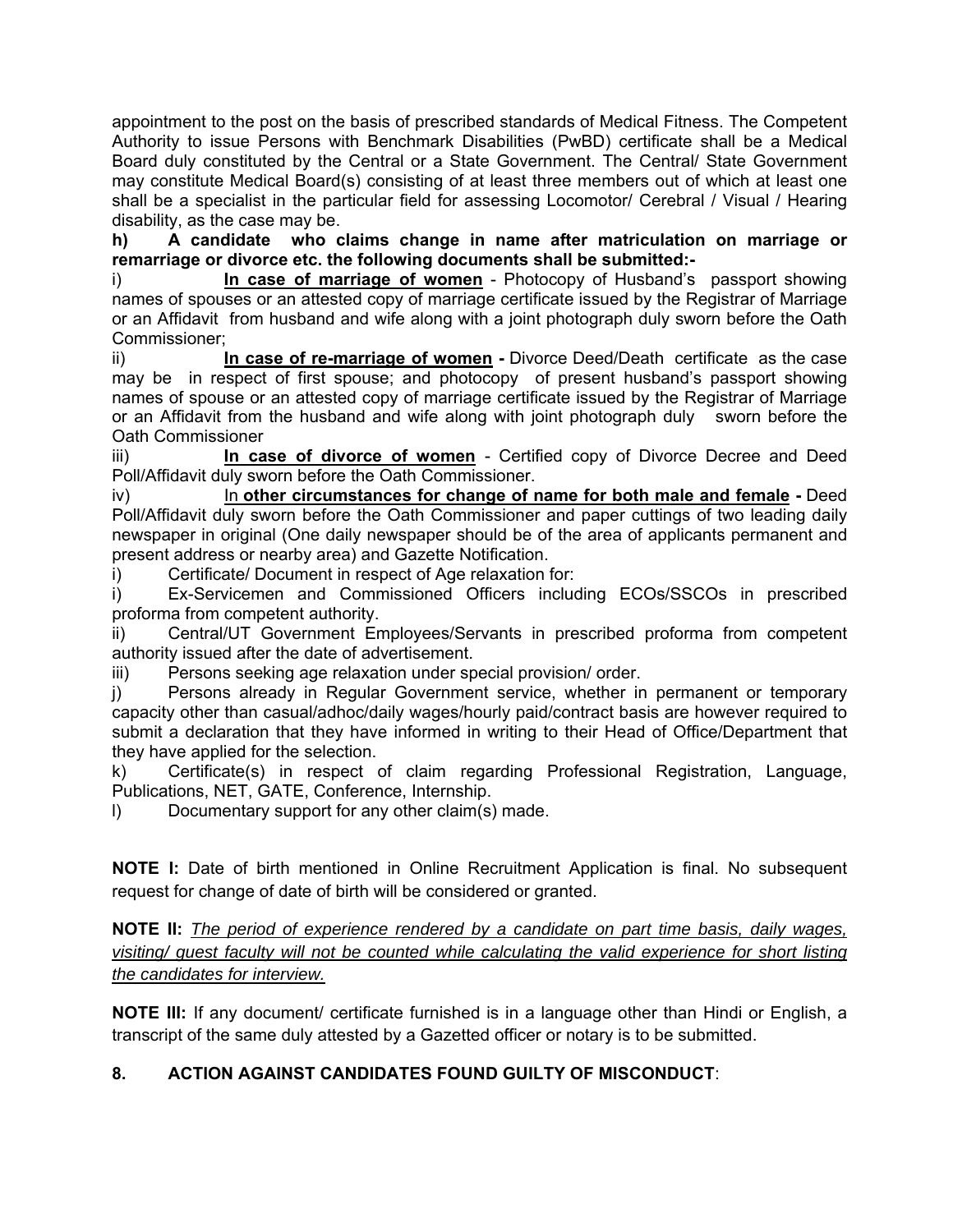appointment to the post on the basis of prescribed standards of Medical Fitness. The Competent Authority to issue Persons with Benchmark Disabilities (PwBD) certificate shall be a Medical Board duly constituted by the Central or a State Government. The Central/ State Government may constitute Medical Board(s) consisting of at least three members out of which at least one shall be a specialist in the particular field for assessing Locomotor/ Cerebral / Visual / Hearing disability, as the case may be.

**h) A candidate who claims change in name after matriculation on marriage or remarriage or divorce etc. the following documents shall be submitted:-**

i) **In case of marriage of women** - Photocopy of Husband's passport showing names of spouses or an attested copy of marriage certificate issued by the Registrar of Marriage or an Affidavit from husband and wife along with a joint photograph duly sworn before the Oath Commissioner;

ii) **In case of re-marriage of women -** Divorce Deed/Death certificate as the case may be in respect of first spouse; and photocopy of present husband's passport showing names of spouse or an attested copy of marriage certificate issued by the Registrar of Marriage or an Affidavit from the husband and wife along with joint photograph duly sworn before the Oath Commissioner

iii) **In case of divorce of women** - Certified copy of Divorce Decree and Deed Poll/Affidavit duly sworn before the Oath Commissioner.

iv) In **other circumstances for change of name for both male and female -** Deed Poll/Affidavit duly sworn before the Oath Commissioner and paper cuttings of two leading daily newspaper in original (One daily newspaper should be of the area of applicants permanent and present address or nearby area) and Gazette Notification.

i) Certificate/ Document in respect of Age relaxation for:

i) Ex-Servicemen and Commissioned Officers including ECOs/SSCOs in prescribed proforma from competent authority.

ii) Central/UT Government Employees/Servants in prescribed proforma from competent authority issued after the date of advertisement.

iii) Persons seeking age relaxation under special provision/ order.

j) Persons already in Regular Government service, whether in permanent or temporary capacity other than casual/adhoc/daily wages/hourly paid/contract basis are however required to submit a declaration that they have informed in writing to their Head of Office/Department that they have applied for the selection.

k) Certificate(s) in respect of claim regarding Professional Registration, Language, Publications, NET, GATE, Conference, Internship.

l) Documentary support for any other claim(s) made.

**NOTE I:** Date of birth mentioned in Online Recruitment Application is final. No subsequent request for change of date of birth will be considered or granted.

**NOTE II:** *The period of experience rendered by a candidate on part time basis, daily wages, visiting/ guest faculty will not be counted while calculating the valid experience for short listing the candidates for interview.*

**NOTE III:** If any document/ certificate furnished is in a language other than Hindi or English, a transcript of the same duly attested by a Gazetted officer or notary is to be submitted.

## 8. ACTION AGAINST CANDIDATES FOUND GUILTY OF MISCONDUCT: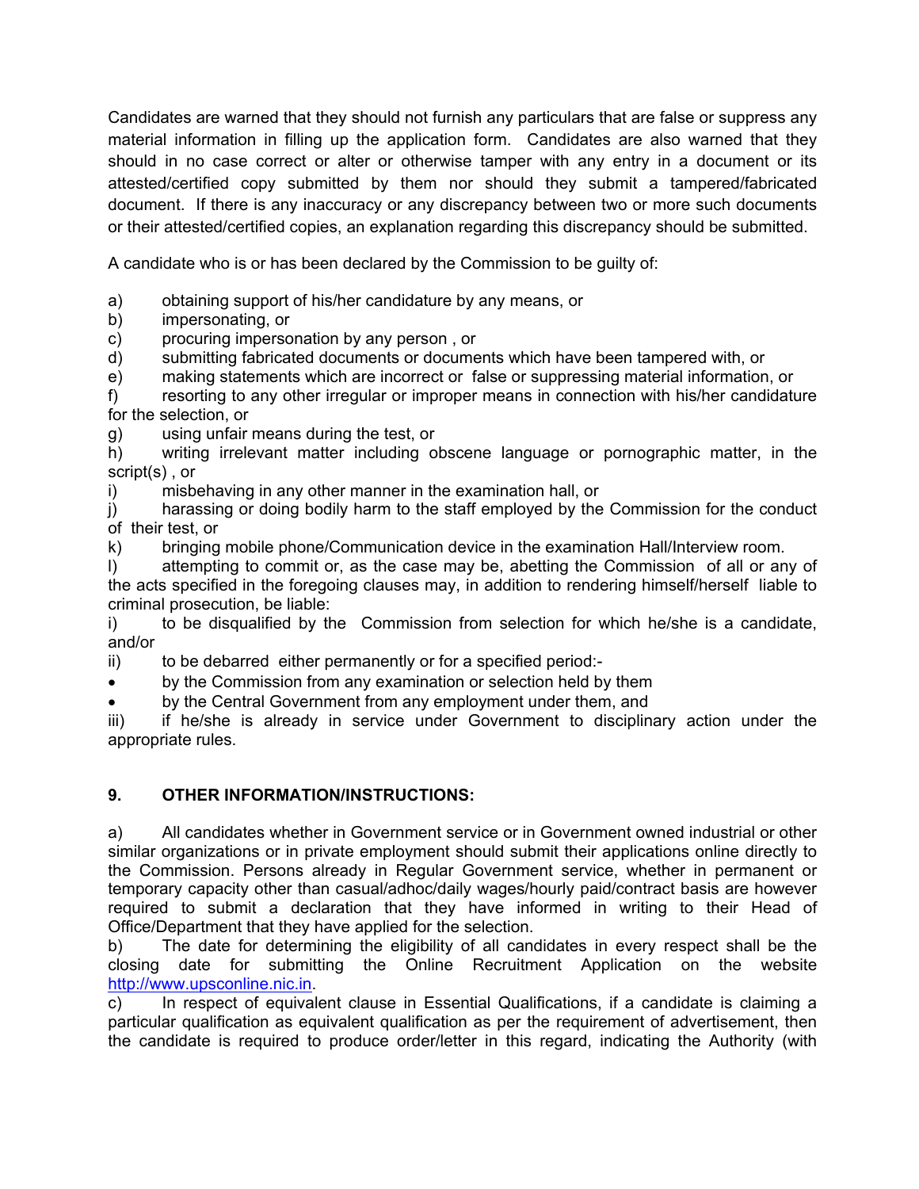Candidates are warned that they should not furnish any particulars that are false or suppress any material information in filling up the application form. Candidates are also warned that they should in no case correct or alter or otherwise tamper with any entry in a document or its attested/certified copy submitted by them nor should they submit a tampered/fabricated document. If there is any inaccuracy or any discrepancy between two or more such documents or their attested/certified copies, an explanation regarding this discrepancy should be submitted.

A candidate who is or has been declared by the Commission to be guilty of:

a) obtaining support of his/her candidature by any means, or
b) impersonating, or
c) procuring impersonation by any person , or
d) submitting fabricated documents or documents which have been tampered with, or
e) making statements which are incorrect or false or suppressing material information, or
f) resorting to any other irregular or improper means in connection with his/her candidature for the selection, or
g) using unfair means during the test, or
h) writing irrelevant matter including obscene language or pornographic matter, in the script(s) , or
i) misbehaving in any other manner in the examination hall, or
j) harassing or doing bodily harm to the staff employed by the Commission for the conduct of their test, or
k) bringing mobile phone/Communication device in the examination Hall/Interview room.
l) attempting to commit or, as the case may be, abetting the Commission of all or any of the acts specified in the foregoing clauses may, in addition to rendering himself/herself liable to criminal prosecution, be liable:

i) to be disqualified by the Commission from selection for which he/she is a candidate, and/or
ii) to be debarred either permanently or for a specified period:-
- by the Commission from any examination or selection held by them
- by the Central Government from any employment under them, and

iii) if he/she is already in service under Government to disciplinary action under the appropriate rules.

## 9. OTHER INFORMATION/INSTRUCTIONS:

a) All candidates whether in Government service or in Government owned industrial or other similar organizations or in private employment should submit their applications online directly to the Commission. Persons already in Regular Government service, whether in permanent or temporary capacity other than casual/adhoc/daily wages/hourly paid/contract basis are however required to submit a declaration that they have informed in writing to their Head of Office/Department that they have applied for the selection.

b) The date for determining the eligibility of all candidates in every respect shall be the closing date for submitting the Online Recruitment Application on the website http://www.upsconline.nic.in.

c) In respect of equivalent clause in Essential Qualifications, if a candidate is claiming a particular qualification as equivalent qualification as per the requirement of advertisement, then the candidate is required to produce order/letter in this regard, indicating the Authority (with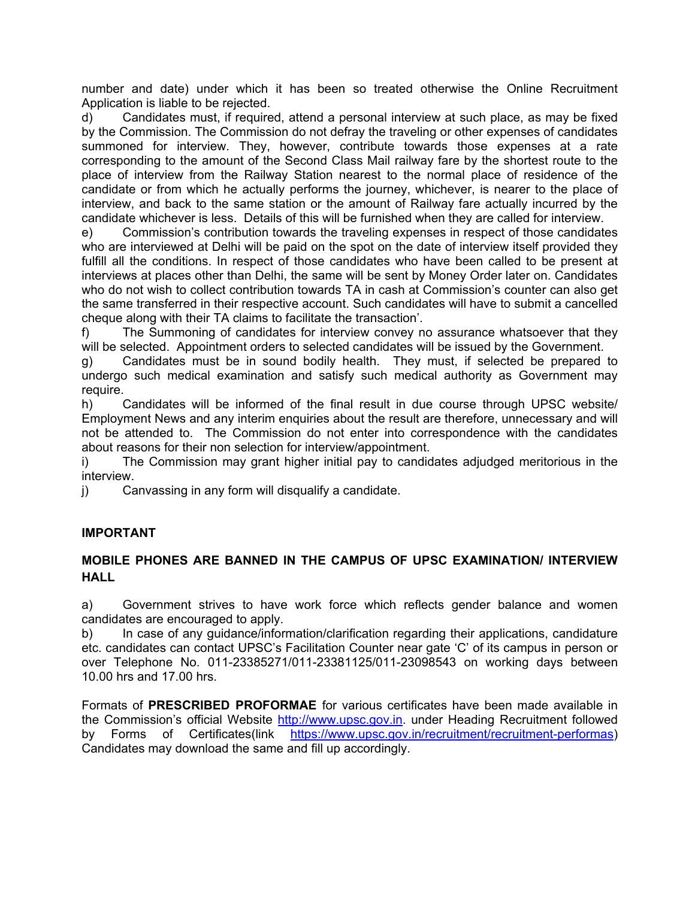number and date) under which it has been so treated otherwise the Online Recruitment Application is liable to be rejected.

d) Candidates must, if required, attend a personal interview at such place, as may be fixed by the Commission. The Commission do not defray the traveling or other expenses of candidates summoned for interview. They, however, contribute towards those expenses at a rate corresponding to the amount of the Second Class Mail railway fare by the shortest route to the place of interview from the Railway Station nearest to the normal place of residence of the candidate or from which he actually performs the journey, whichever, is nearer to the place of interview, and back to the same station or the amount of Railway fare actually incurred by the candidate whichever is less. Details of this will be furnished when they are called for interview.

e) Commission's contribution towards the traveling expenses in respect of those candidates who are interviewed at Delhi will be paid on the spot on the date of interview itself provided they fulfill all the conditions. In respect of those candidates who have been called to be present at interviews at places other than Delhi, the same will be sent by Money Order later on. Candidates who do not wish to collect contribution towards TA in cash at Commission's counter can also get the same transferred in their respective account. Such candidates will have to submit a cancelled cheque along with their TA claims to facilitate the transaction'.

f) The Summoning of candidates for interview convey no assurance whatsoever that they will be selected. Appointment orders to selected candidates will be issued by the Government.

g) Candidates must be in sound bodily health. They must, if selected be prepared to undergo such medical examination and satisfy such medical authority as Government may require.

h) Candidates will be informed of the final result in due course through UPSC website/ Employment News and any interim enquiries about the result are therefore, unnecessary and will not be attended to. The Commission do not enter into correspondence with the candidates about reasons for their non selection for interview/appointment.

i) The Commission may grant higher initial pay to candidates adjudged meritorious in the interview.

j) Canvassing in any form will disqualify a candidate.

**IMPORTANT**

**MOBILE PHONES ARE BANNED IN THE CAMPUS OF UPSC EXAMINATION/ INTERVIEW HALL**

a) Government strives to have work force which reflects gender balance and women candidates are encouraged to apply.

b) In case of any guidance/information/clarification regarding their applications, candidature etc. candidates can contact UPSC's Facilitation Counter near gate 'C' of its campus in person or over Telephone No. 011-23385271/011-23381125/011-23098543 on working days between 10.00 hrs and 17.00 hrs.

Formats of **PRESCRIBED PROFORMAE** for various certificates have been made available in the Commission's official Website http://www.upsc.gov.in. under Heading Recruitment followed by Forms of Certificates(link https://www.upsc.gov.in/recruitment/recruitment-performas) Candidates may download the same and fill up accordingly.